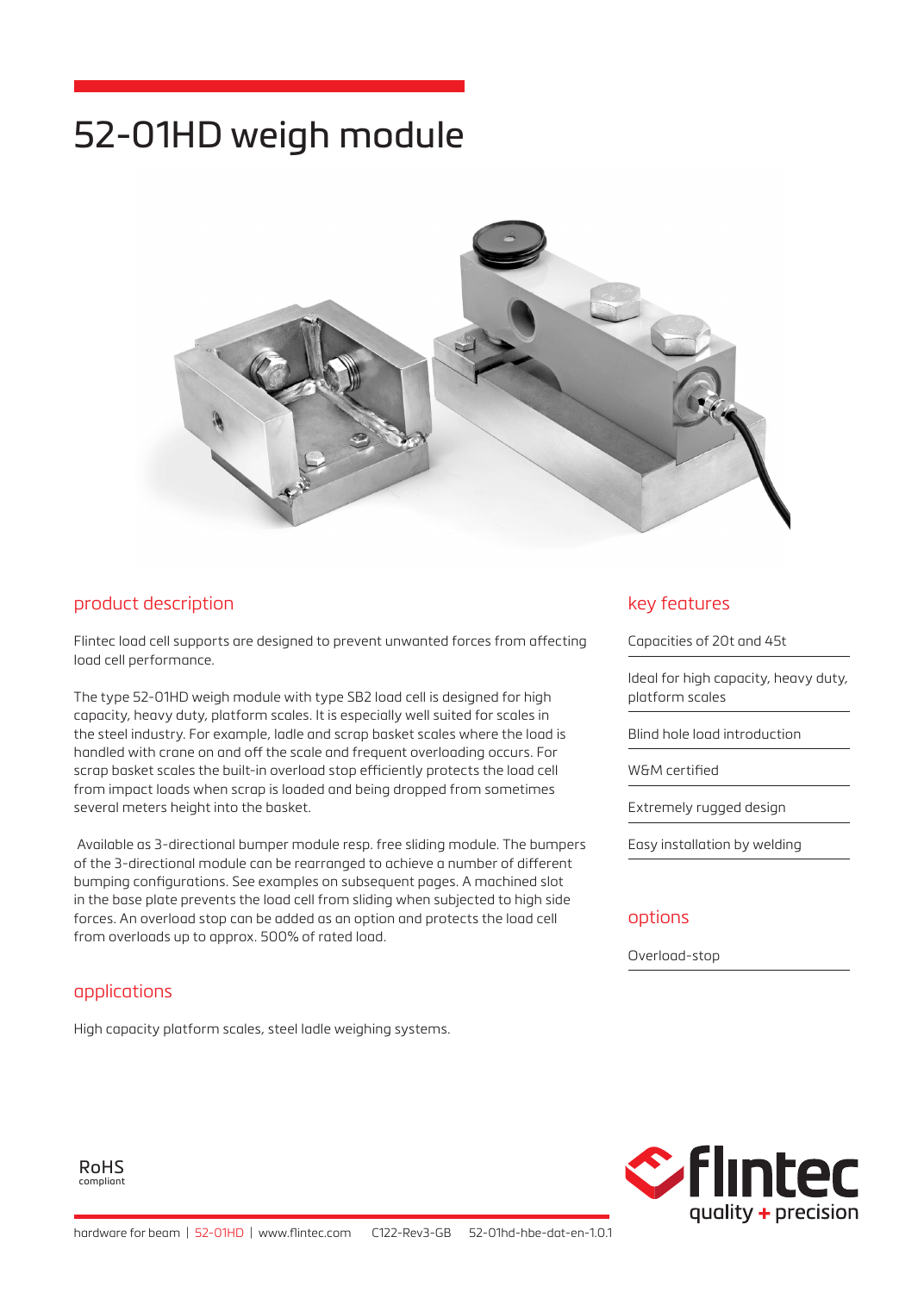# 52-01HD weigh module

## product description

Flintec load cell supports are designed to prevent unwanted forces from affecting load cell performance.

The type 52-01HD weigh module with type SB2 load cell is designed for high capacity, heavy duty, platform scales. It is especially well suited for scales in the steel industry. For example, ladle and scrap basket scales where the load is handled with crane on and off the scale and frequent overloading occurs. For scrap basket scales the built-in overload stop efficiently protects the load cell from impact loads when scrap is loaded and being dropped from sometimes several meters height into the basket.

Available as 3-directional bumper module resp. free sliding module. The bumpers of the 3-directional module can be rearranged to achieve a number of different bumping configurations. See examples on subsequent pages. A machined slot in the base plate prevents the load cell from sliding when subjected to high side forces. An overload stop can be added as an option and protects the load cell from overloads up to approx. 500% of rated load.

## applications

High capacity platform scales, steel ladle weighing systems.

## key features

- Capacities of 20t and 45t
- Ideal for high capacity, heavy duty, platform scales
- Blind hole load introduction
- W&M certified
- Extremely rugged design
- Easy installation by welding

## options

- Overload-stop

RoHS compliant

hardware for beam | 52-01HD | www.flintec.com C122-Rev3-GB 52-01hd-hbe-dat-en-1.0.1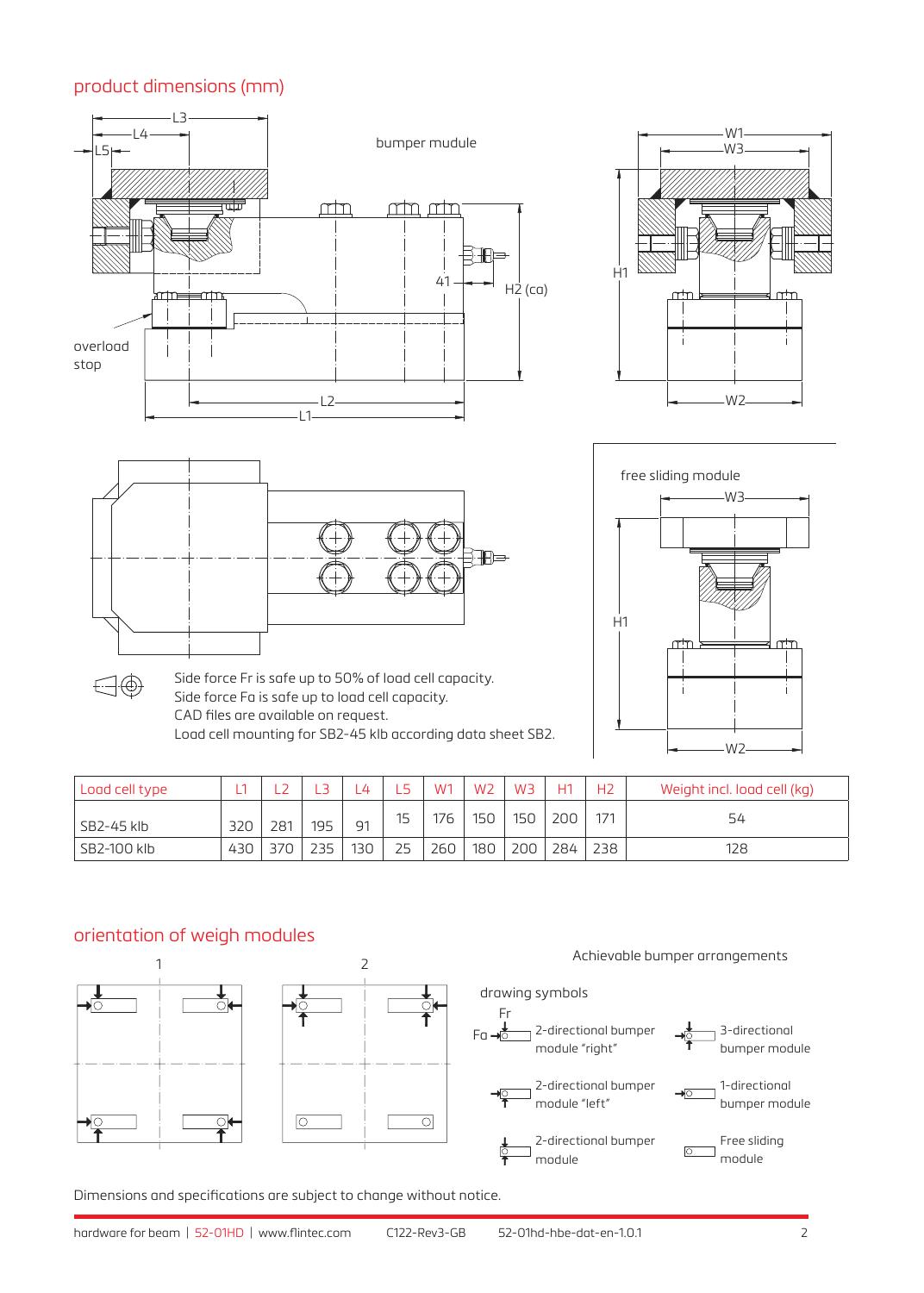## product dimensions (mm)

bumper mudule

free sliding module

overload stop

Side force Fr is safe up to 50% of load cell capacity.
Side force Fa is safe up to load cell capacity.
CAD files are available on request.
Load cell mounting for SB2-45 klb according data sheet SB2.

| Load cell type | L1 | L2 | L3 | L4 | L5 | W1 | W2 | W3 | H1 | H2 | Weight incl. load cell (kg) |
|---|---|---|---|---|---|---|---|---|---|---|---|
| SB2-45 klb | 320 | 281 | 195 | 91 | 15 | 176 | 150 | 150 | 200 | 171 | 54 |
| SB2-100 klb | 430 | 370 | 235 | 130 | 25 | 260 | 180 | 200 | 284 | 238 | 128 |

## orientation of weigh modules

1

2

Achievable bumper arrangements

drawing symbols

Fr

Fa

2-directional bumper module "right"

3-directional bumper module

2-directional bumper module "left"

1-directional bumper module

2-directional bumper module

Free sliding module

Dimensions and specifications are subject to change without notice.